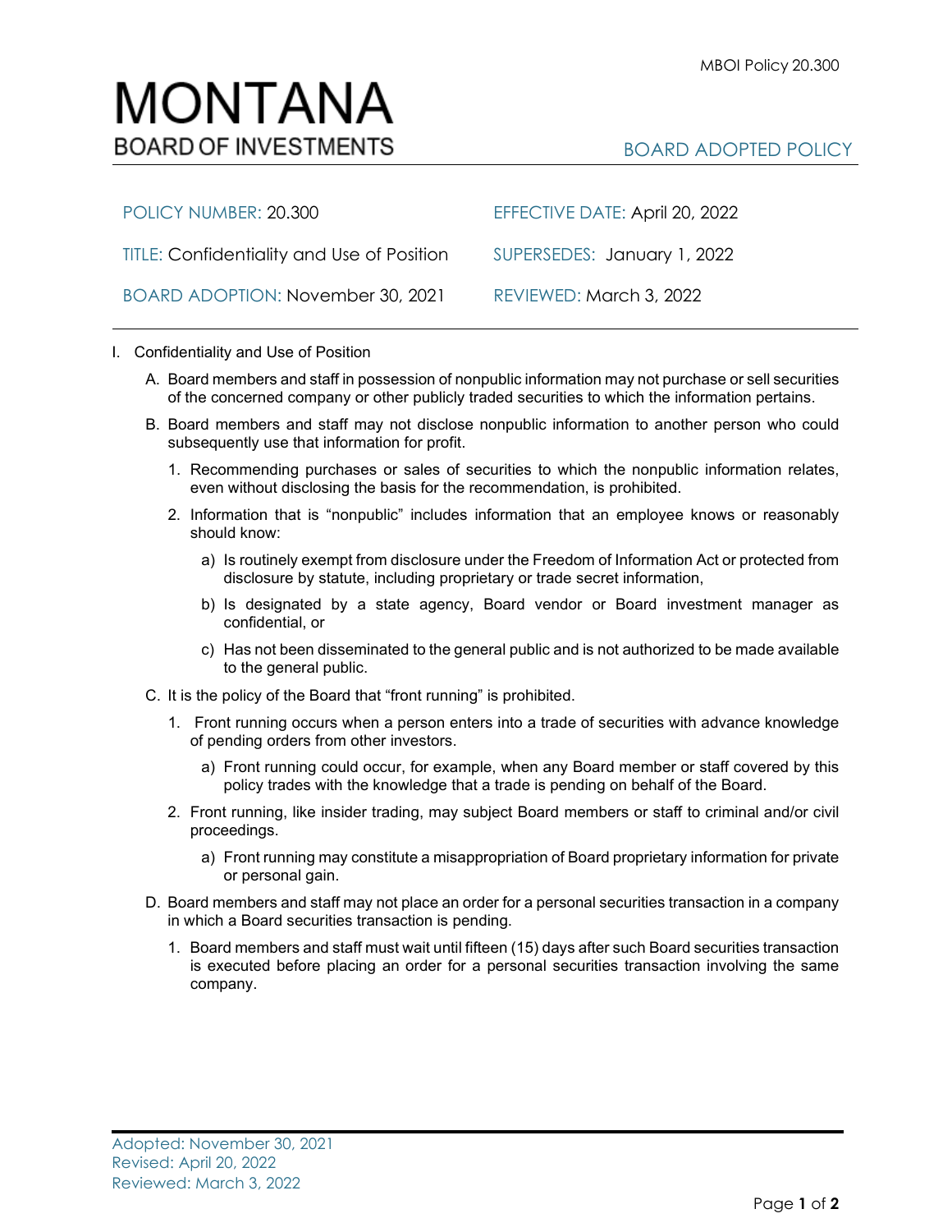MBOI Policy 20.300

# MONTANA
## BOARD OF INVESTMENTS

BOARD ADOPTED POLICY

| | |
|---|---|
| POLICY NUMBER: 20.300 | EFFECTIVE DATE: April 20, 2022 |
| TITLE: Confidentiality and Use of Position | SUPERSEDES: January 1, 2022 |
| BOARD ADOPTION: November 30, 2021 | REVIEWED: March 3, 2022 |

I. Confidentiality and Use of Position

A. Board members and staff in possession of nonpublic information may not purchase or sell securities of the concerned company or other publicly traded securities to which the information pertains.

B. Board members and staff may not disclose nonpublic information to another person who could subsequently use that information for profit.

1. Recommending purchases or sales of securities to which the nonpublic information relates, even without disclosing the basis for the recommendation, is prohibited.

2. Information that is "nonpublic" includes information that an employee knows or reasonably should know:

a) Is routinely exempt from disclosure under the Freedom of Information Act or protected from disclosure by statute, including proprietary or trade secret information,

b) Is designated by a state agency, Board vendor or Board investment manager as confidential, or

c) Has not been disseminated to the general public and is not authorized to be made available to the general public.

C. It is the policy of the Board that "front running" is prohibited.

1. Front running occurs when a person enters into a trade of securities with advance knowledge of pending orders from other investors.

a) Front running could occur, for example, when any Board member or staff covered by this policy trades with the knowledge that a trade is pending on behalf of the Board.

2. Front running, like insider trading, may subject Board members or staff to criminal and/or civil proceedings.

a) Front running may constitute a misappropriation of Board proprietary information for private or personal gain.

D. Board members and staff may not place an order for a personal securities transaction in a company in which a Board securities transaction is pending.

1. Board members and staff must wait until fifteen (15) days after such Board securities transaction is executed before placing an order for a personal securities transaction involving the same company.

Adopted: November 30, 2021
Revised: April 20, 2022
Reviewed: March 3, 2022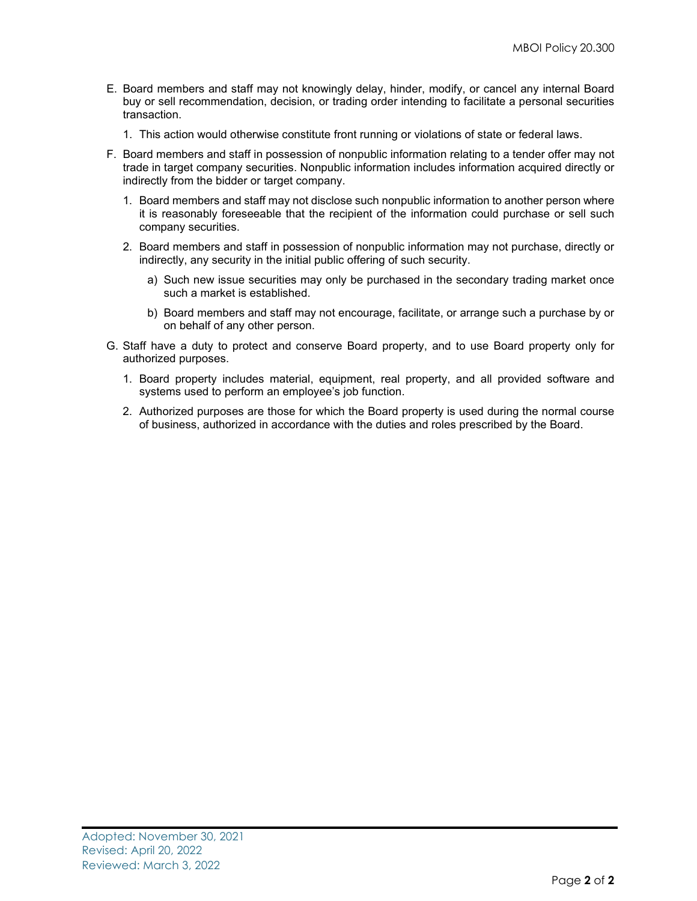E. Board members and staff may not knowingly delay, hinder, modify, or cancel any internal Board buy or sell recommendation, decision, or trading order intending to facilitate a personal securities transaction.

   1. This action would otherwise constitute front running or violations of state or federal laws.

F. Board members and staff in possession of nonpublic information relating to a tender offer may not trade in target company securities. Nonpublic information includes information acquired directly or indirectly from the bidder or target company.

   1. Board members and staff may not disclose such nonpublic information to another person where it is reasonably foreseeable that the recipient of the information could purchase or sell such company securities.

   2. Board members and staff in possession of nonpublic information may not purchase, directly or indirectly, any security in the initial public offering of such security.

      a) Such new issue securities may only be purchased in the secondary trading market once such a market is established.

      b) Board members and staff may not encourage, facilitate, or arrange such a purchase by or on behalf of any other person.

G. Staff have a duty to protect and conserve Board property, and to use Board property only for authorized purposes.

   1. Board property includes material, equipment, real property, and all provided software and systems used to perform an employee's job function.

   2. Authorized purposes are those for which the Board property is used during the normal course of business, authorized in accordance with the duties and roles prescribed by the Board.

Adopted: November 30, 2021
Revised: April 20, 2022
Reviewed: March 3, 2022